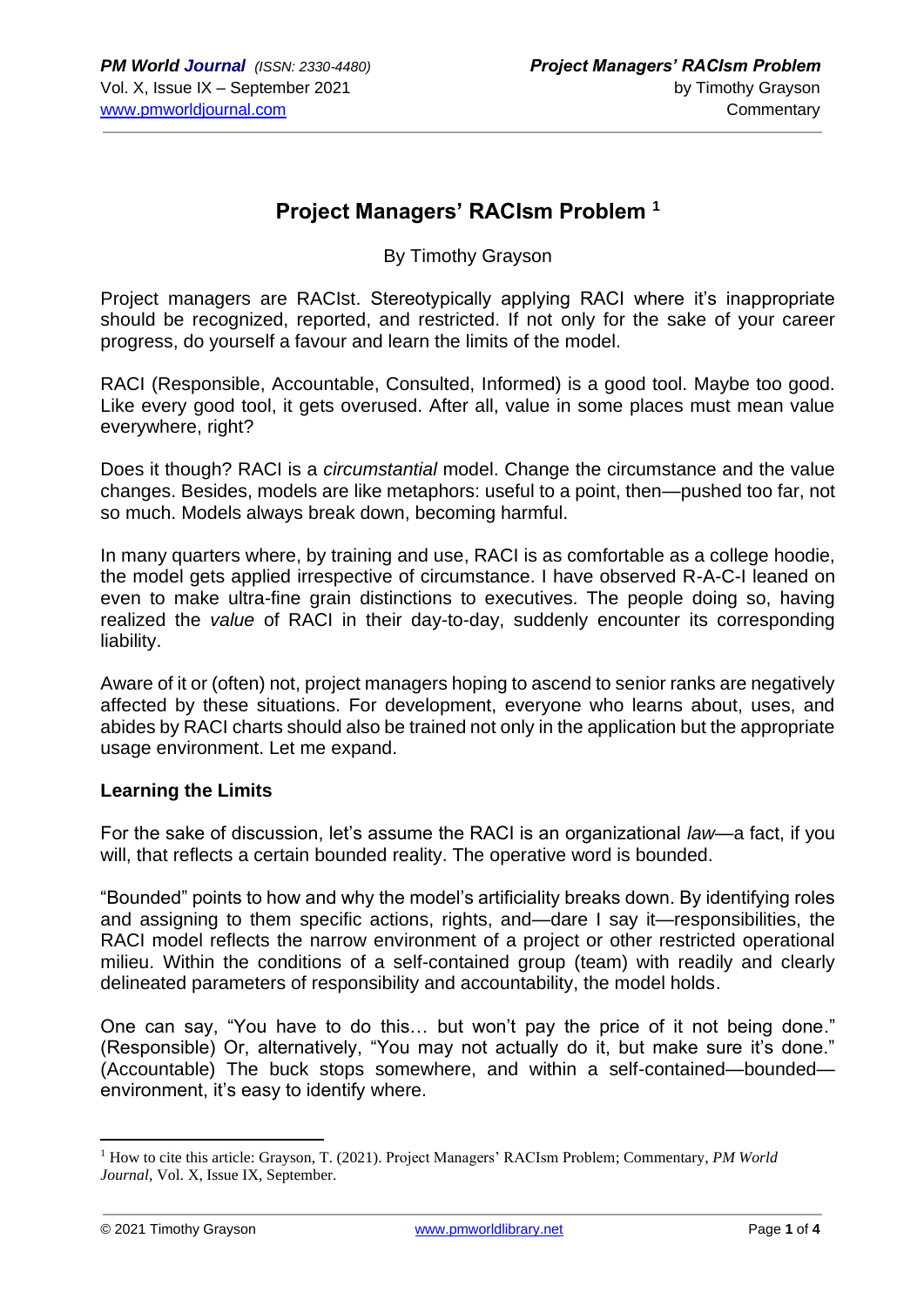# Project Managers' RACIsm Problem [1]

By Timothy Grayson

Project managers are RACIst. Stereotypically applying RACI where it's inappropriate should be recognized, reported, and restricted. If not only for the sake of your career progress, do yourself a favour and learn the limits of the model.

RACI (Responsible, Accountable, Consulted, Informed) is a good tool. Maybe too good. Like every good tool, it gets overused. After all, value in some places must mean value everywhere, right?

Does it though? RACI is a *circumstantial* model. Change the circumstance and the value changes. Besides, models are like metaphors: useful to a point, then—pushed too far, not so much. Models always break down, becoming harmful.

In many quarters where, by training and use, RACI is as comfortable as a college hoodie, the model gets applied irrespective of circumstance. I have observed R-A-C-I leaned on even to make ultra-fine grain distinctions to executives. The people doing so, having realized the *value* of RACI in their day-to-day, suddenly encounter its corresponding liability.

Aware of it or (often) not, project managers hoping to ascend to senior ranks are negatively affected by these situations. For development, everyone who learns about, uses, and abides by RACI charts should also be trained not only in the application but the appropriate usage environment. Let me expand.

**Learning the Limits**

For the sake of discussion, let's assume the RACI is an organizational *law*—a fact, if you will, that reflects a certain bounded reality. The operative word is bounded.

"Bounded" points to how and why the model's artificiality breaks down. By identifying roles and assigning to them specific actions, rights, and—dare I say it—responsibilities, the RACI model reflects the narrow environment of a project or other restricted operational milieu. Within the conditions of a self-contained group (team) with readily and clearly delineated parameters of responsibility and accountability, the model holds.

One can say, "You have to do this… but won't pay the price of it not being done." (Responsible) Or, alternatively, "You may not actually do it, but make sure it's done." (Accountable) The buck stops somewhere, and within a self-contained—bounded—environment, it's easy to identify where.

[1] How to cite this article: Grayson, T. (2021). Project Managers' RACIsm Problem; Commentary, *PM World Journal*, Vol. X, Issue IX, September.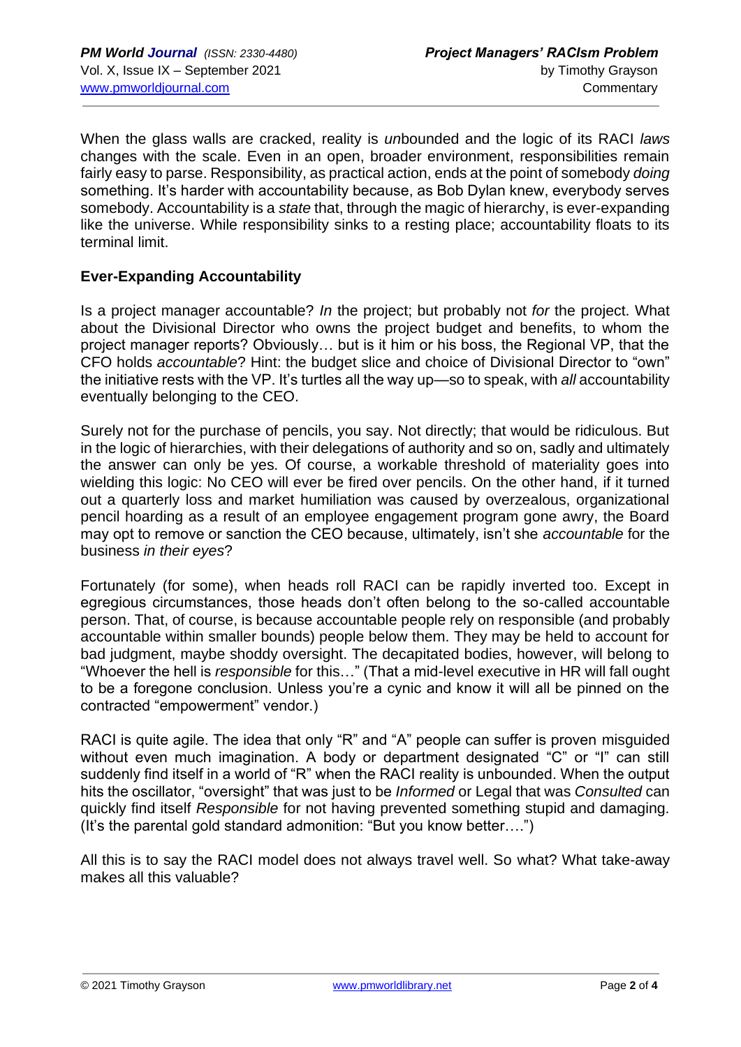When the glass walls are cracked, reality is *un*bounded and the logic of its RACI *laws* changes with the scale. Even in an open, broader environment, responsibilities remain fairly easy to parse. Responsibility, as practical action, ends at the point of somebody *doing* something. It's harder with accountability because, as Bob Dylan knew, everybody serves somebody. Accountability is a *state* that, through the magic of hierarchy, is ever-expanding like the universe. While responsibility sinks to a resting place; accountability floats to its terminal limit.

**Ever-Expanding Accountability**

Is a project manager accountable? *In* the project; but probably not *for* the project. What about the Divisional Director who owns the project budget and benefits, to whom the project manager reports? Obviously… but is it him or his boss, the Regional VP, that the CFO holds *accountable*? Hint: the budget slice and choice of Divisional Director to "own" the initiative rests with the VP. It's turtles all the way up—so to speak, with *all* accountability eventually belonging to the CEO.

Surely not for the purchase of pencils, you say. Not directly; that would be ridiculous. But in the logic of hierarchies, with their delegations of authority and so on, sadly and ultimately the answer can only be yes. Of course, a workable threshold of materiality goes into wielding this logic: No CEO will ever be fired over pencils. On the other hand, if it turned out a quarterly loss and market humiliation was caused by overzealous, organizational pencil hoarding as a result of an employee engagement program gone awry, the Board may opt to remove or sanction the CEO because, ultimately, isn't she *accountable* for the business *in their eyes*?

Fortunately (for some), when heads roll RACI can be rapidly inverted too. Except in egregious circumstances, those heads don't often belong to the so-called accountable person. That, of course, is because accountable people rely on responsible (and probably accountable within smaller bounds) people below them. They may be held to account for bad judgment, maybe shoddy oversight. The decapitated bodies, however, will belong to "Whoever the hell is *responsible* for this…" (That a mid-level executive in HR will fall ought to be a foregone conclusion. Unless you're a cynic and know it will all be pinned on the contracted "empowerment" vendor.)

RACI is quite agile. The idea that only "R" and "A" people can suffer is proven misguided without even much imagination. A body or department designated "C" or "I" can still suddenly find itself in a world of "R" when the RACI reality is unbounded. When the output hits the oscillator, "oversight" that was just to be *Informed* or Legal that was *Consulted* can quickly find itself *Responsible* for not having prevented something stupid and damaging. (It's the parental gold standard admonition: "But you know better….")

All this is to say the RACI model does not always travel well. So what? What take-away makes all this valuable?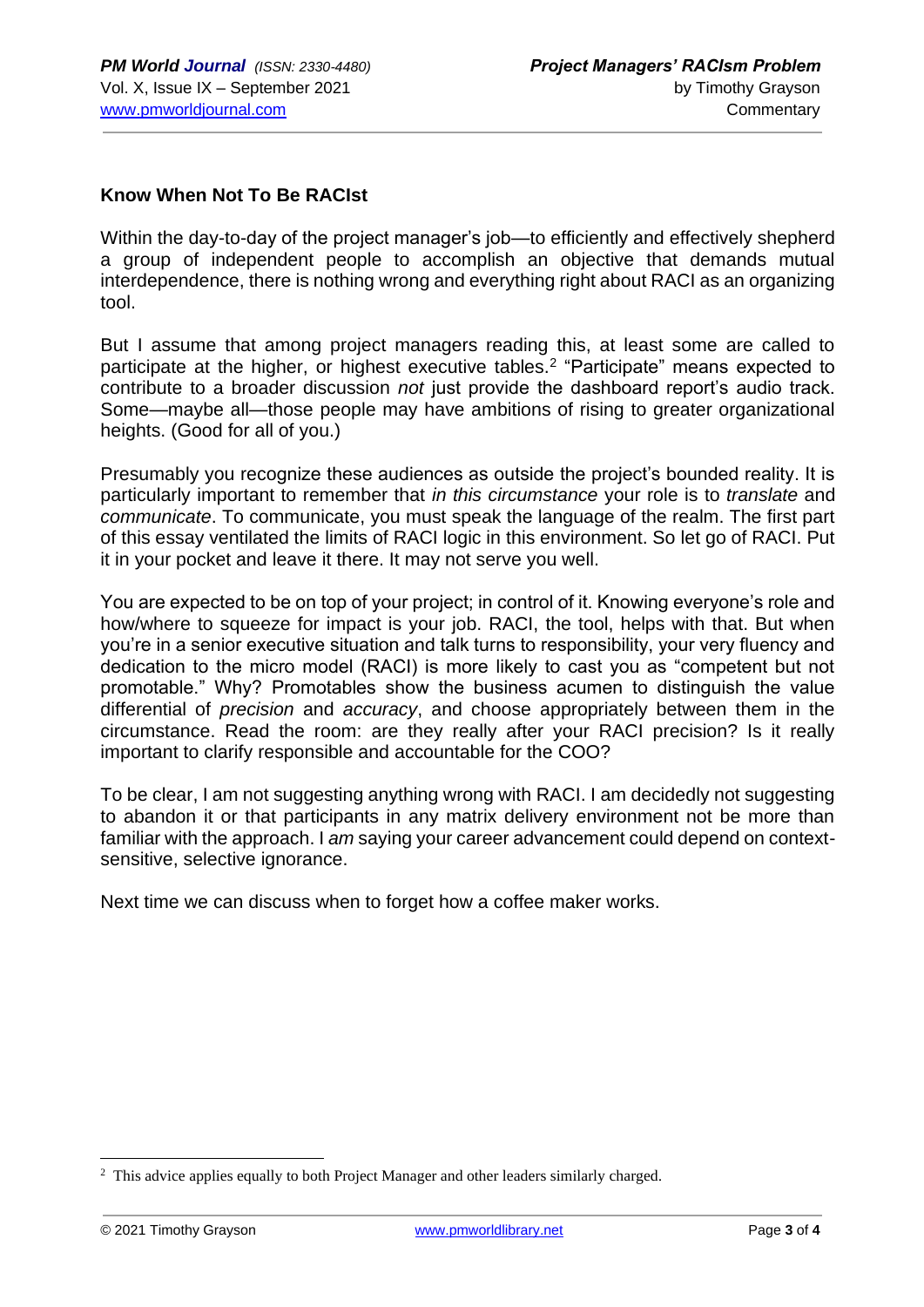**Know When Not To Be RACIst**

Within the day-to-day of the project manager's job—to efficiently and effectively shepherd a group of independent people to accomplish an objective that demands mutual interdependence, there is nothing wrong and everything right about RACI as an organizing tool.

But I assume that among project managers reading this, at least some are called to participate at the higher, or highest executive tables.[2] "Participate" means expected to contribute to a broader discussion *not* just provide the dashboard report's audio track. Some—maybe all—those people may have ambitions of rising to greater organizational heights. (Good for all of you.)

Presumably you recognize these audiences as outside the project's bounded reality. It is particularly important to remember that *in this circumstance* your role is to *translate* and *communicate*. To communicate, you must speak the language of the realm. The first part of this essay ventilated the limits of RACI logic in this environment. So let go of RACI. Put it in your pocket and leave it there. It may not serve you well.

You are expected to be on top of your project; in control of it. Knowing everyone's role and how/where to squeeze for impact is your job. RACI, the tool, helps with that. But when you're in a senior executive situation and talk turns to responsibility, your very fluency and dedication to the micro model (RACI) is more likely to cast you as "competent but not promotable." Why? Promotables show the business acumen to distinguish the value differential of *precision* and *accuracy*, and choose appropriately between them in the circumstance. Read the room: are they really after your RACI precision? Is it really important to clarify responsible and accountable for the COO?

To be clear, I am not suggesting anything wrong with RACI. I am decidedly not suggesting to abandon it or that participants in any matrix delivery environment not be more than familiar with the approach. I *am* saying your career advancement could depend on context-sensitive, selective ignorance.

Next time we can discuss when to forget how a coffee maker works.

---

[2] This advice applies equally to both Project Manager and other leaders similarly charged.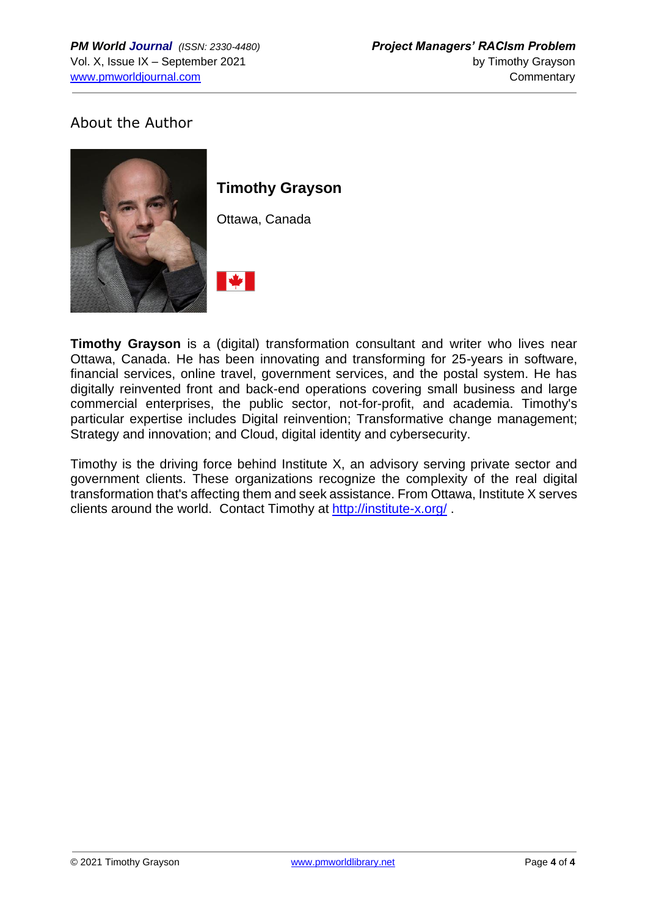## About the Author

**Timothy Grayson**

Ottawa, Canada

**Timothy Grayson** is a (digital) transformation consultant and writer who lives near Ottawa, Canada. He has been innovating and transforming for 25-years in software, financial services, online travel, government services, and the postal system. He has digitally reinvented front and back-end operations covering small business and large commercial enterprises, the public sector, not-for-profit, and academia. Timothy's particular expertise includes Digital reinvention; Transformative change management; Strategy and innovation; and Cloud, digital identity and cybersecurity.

Timothy is the driving force behind Institute X, an advisory serving private sector and government clients. These organizations recognize the complexity of the real digital transformation that's affecting them and seek assistance. From Ottawa, Institute X serves clients around the world. Contact Timothy at [http://institute-x.org/](http://institute-x.org/) .